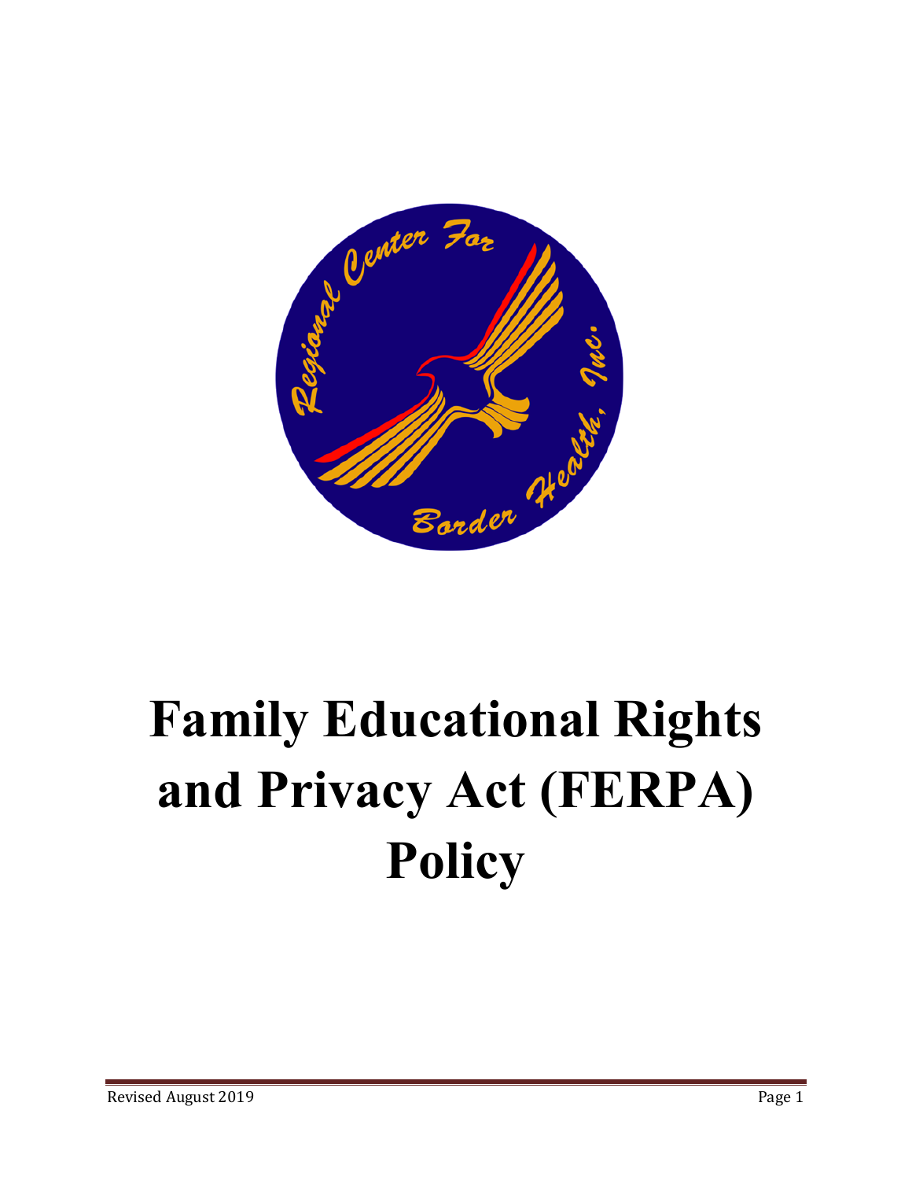# Family Educational Rights and Privacy Act (FERPA) Policy

Revised August 2019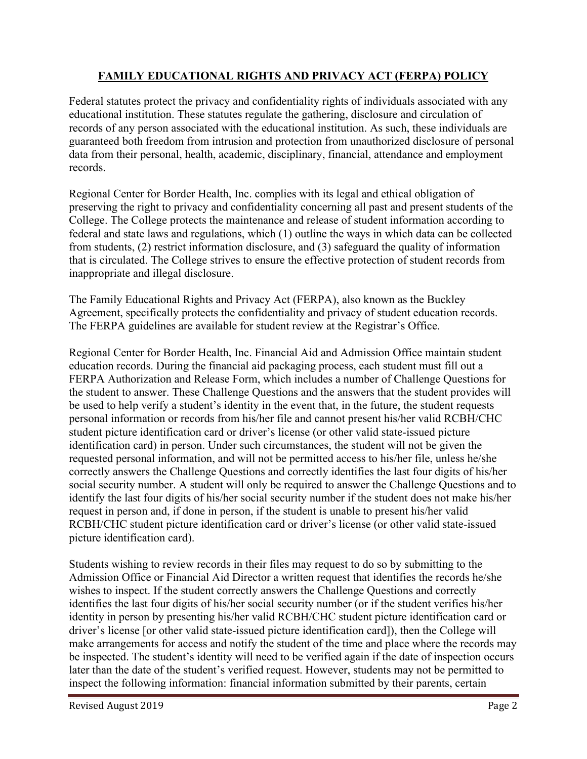## FAMILY EDUCATIONAL RIGHTS AND PRIVACY ACT (FERPA) POLICY

Federal statutes protect the privacy and confidentiality rights of individuals associated with any educational institution. These statutes regulate the gathering, disclosure and circulation of records of any person associated with the educational institution. As such, these individuals are guaranteed both freedom from intrusion and protection from unauthorized disclosure of personal data from their personal, health, academic, disciplinary, financial, attendance and employment records.

Regional Center for Border Health, Inc. complies with its legal and ethical obligation of preserving the right to privacy and confidentiality concerning all past and present students of the College. The College protects the maintenance and release of student information according to federal and state laws and regulations, which (1) outline the ways in which data can be collected from students, (2) restrict information disclosure, and (3) safeguard the quality of information that is circulated. The College strives to ensure the effective protection of student records from inappropriate and illegal disclosure.

The Family Educational Rights and Privacy Act (FERPA), also known as the Buckley Agreement, specifically protects the confidentiality and privacy of student education records. The FERPA guidelines are available for student review at the Registrar's Office.

Regional Center for Border Health, Inc. Financial Aid and Admission Office maintain student education records. During the financial aid packaging process, each student must fill out a FERPA Authorization and Release Form, which includes a number of Challenge Questions for the student to answer. These Challenge Questions and the answers that the student provides will be used to help verify a student's identity in the event that, in the future, the student requests personal information or records from his/her file and cannot present his/her valid RCBH/CHC student picture identification card or driver's license (or other valid state-issued picture identification card) in person. Under such circumstances, the student will not be given the requested personal information, and will not be permitted access to his/her file, unless he/she correctly answers the Challenge Questions and correctly identifies the last four digits of his/her social security number. A student will only be required to answer the Challenge Questions and to identify the last four digits of his/her social security number if the student does not make his/her request in person and, if done in person, if the student is unable to present his/her valid RCBH/CHC student picture identification card or driver's license (or other valid state-issued picture identification card).

Students wishing to review records in their files may request to do so by submitting to the Admission Office or Financial Aid Director a written request that identifies the records he/she wishes to inspect. If the student correctly answers the Challenge Questions and correctly identifies the last four digits of his/her social security number (or if the student verifies his/her identity in person by presenting his/her valid RCBH/CHC student picture identification card or driver's license [or other valid state-issued picture identification card]), then the College will make arrangements for access and notify the student of the time and place where the records may be inspected. The student's identity will need to be verified again if the date of inspection occurs later than the date of the student's verified request. However, students may not be permitted to inspect the following information: financial information submitted by their parents, certain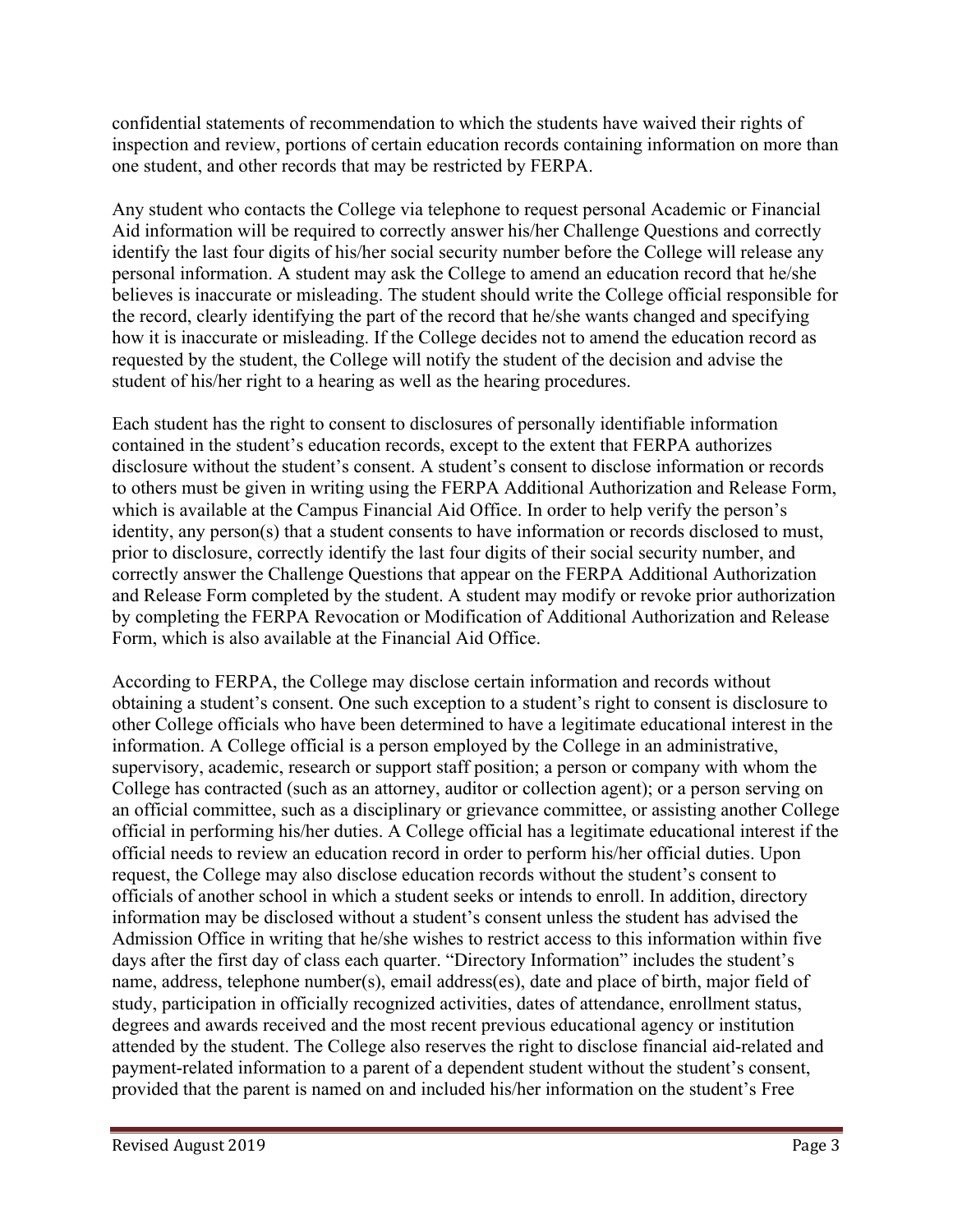confidential statements of recommendation to which the students have waived their rights of inspection and review, portions of certain education records containing information on more than one student, and other records that may be restricted by FERPA.

Any student who contacts the College via telephone to request personal Academic or Financial Aid information will be required to correctly answer his/her Challenge Questions and correctly identify the last four digits of his/her social security number before the College will release any personal information. A student may ask the College to amend an education record that he/she believes is inaccurate or misleading. The student should write the College official responsible for the record, clearly identifying the part of the record that he/she wants changed and specifying how it is inaccurate or misleading. If the College decides not to amend the education record as requested by the student, the College will notify the student of the decision and advise the student of his/her right to a hearing as well as the hearing procedures.

Each student has the right to consent to disclosures of personally identifiable information contained in the student's education records, except to the extent that FERPA authorizes disclosure without the student's consent. A student's consent to disclose information or records to others must be given in writing using the FERPA Additional Authorization and Release Form, which is available at the Campus Financial Aid Office. In order to help verify the person's identity, any person(s) that a student consents to have information or records disclosed to must, prior to disclosure, correctly identify the last four digits of their social security number, and correctly answer the Challenge Questions that appear on the FERPA Additional Authorization and Release Form completed by the student. A student may modify or revoke prior authorization by completing the FERPA Revocation or Modification of Additional Authorization and Release Form, which is also available at the Financial Aid Office.

According to FERPA, the College may disclose certain information and records without obtaining a student's consent. One such exception to a student's right to consent is disclosure to other College officials who have been determined to have a legitimate educational interest in the information. A College official is a person employed by the College in an administrative, supervisory, academic, research or support staff position; a person or company with whom the College has contracted (such as an attorney, auditor or collection agent); or a person serving on an official committee, such as a disciplinary or grievance committee, or assisting another College official in performing his/her duties. A College official has a legitimate educational interest if the official needs to review an education record in order to perform his/her official duties. Upon request, the College may also disclose education records without the student's consent to officials of another school in which a student seeks or intends to enroll. In addition, directory information may be disclosed without a student's consent unless the student has advised the Admission Office in writing that he/she wishes to restrict access to this information within five days after the first day of class each quarter. "Directory Information" includes the student's name, address, telephone number(s), email address(es), date and place of birth, major field of study, participation in officially recognized activities, dates of attendance, enrollment status, degrees and awards received and the most recent previous educational agency or institution attended by the student. The College also reserves the right to disclose financial aid-related and payment-related information to a parent of a dependent student without the student's consent, provided that the parent is named on and included his/her information on the student's Free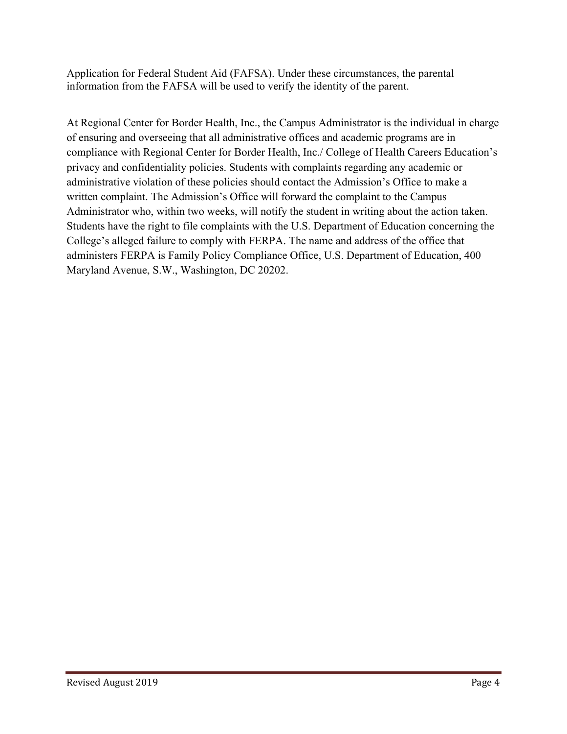Application for Federal Student Aid (FAFSA). Under these circumstances, the parental information from the FAFSA will be used to verify the identity of the parent.

At Regional Center for Border Health, Inc., the Campus Administrator is the individual in charge of ensuring and overseeing that all administrative offices and academic programs are in compliance with Regional Center for Border Health, Inc./ College of Health Careers Education's privacy and confidentiality policies. Students with complaints regarding any academic or administrative violation of these policies should contact the Admission's Office to make a written complaint. The Admission's Office will forward the complaint to the Campus Administrator who, within two weeks, will notify the student in writing about the action taken. Students have the right to file complaints with the U.S. Department of Education concerning the College's alleged failure to comply with FERPA. The name and address of the office that administers FERPA is Family Policy Compliance Office, U.S. Department of Education, 400 Maryland Avenue, S.W., Washington, DC 20202.